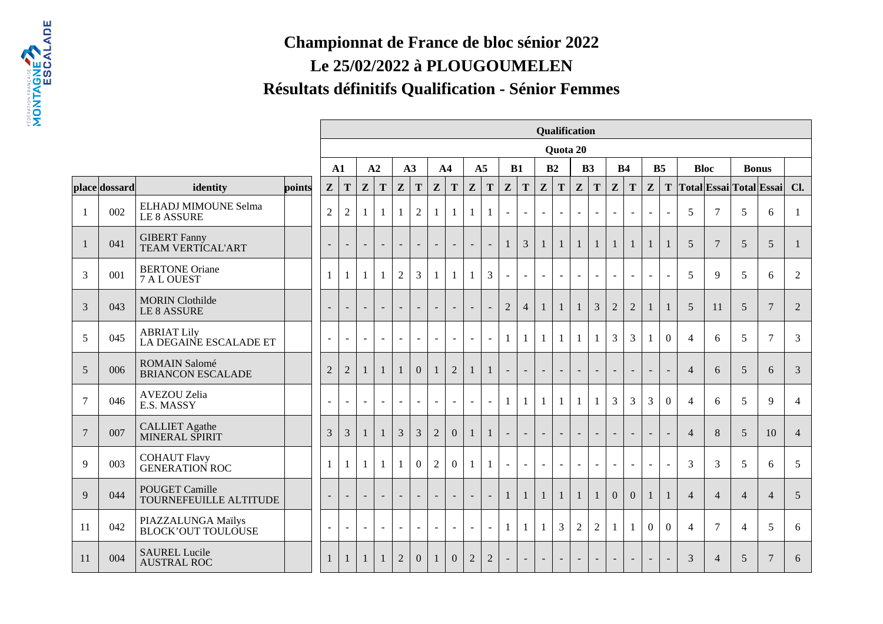# Championnat de France de bloc sénior 2022

## Le 25/02/2022 à PLOUGOUMELEN

## Résultats définitifs Qualification - Sénior Femmes

| | | | | Qualification | | | | | | | | | | | | | | | | | | | | | | | | | | |
|---|---|---|---|---|---|---|---|---|---|---|---|---|---|---|---|---|---|---|---|---|---|---|---|---|---|---|---|---|---|---|
| | | | | Quota 20 | | | | | | | | | | | | | | | | | | | | | | | | | | |
| | | | | A1 | | A2 | | A3 | | A4 | | A5 | | B1 | | B2 | | B3 | | B4 | | B5 | | Bloc | | Bonus | | |
| place | dossard | identity | points | Z | T | Z | T | Z | T | Z | T | Z | T | Z | T | Z | T | Z | T | Z | T | Z | T | Total | Essai | Total | Essai | Cl. |
| 1 | 002 | ELHADJ MIMOUNE Selma<br>LE 8 ASSURE | | 2 | 2 | 1 | 1 | 1 | 2 | 1 | 1 | 1 | 1 | - | - | - | - | - | - | - | - | - | - | 5 | 7 | 5 | 6 | 1 |
| 1 | 041 | GIBERT Fanny<br>TEAM VERTICAL'ART | | - | - | - | - | - | - | - | - | - | - | 1 | 3 | 1 | 1 | 1 | 1 | 1 | 1 | 1 | 1 | 5 | 7 | 5 | 5 | 1 |
| 3 | 001 | BERTONE Oriane<br>7 A L OUEST | | 1 | 1 | 1 | 1 | 2 | 3 | 1 | 1 | 1 | 3 | - | - | - | - | - | - | - | - | - | - | 5 | 9 | 5 | 6 | 2 |
| 3 | 043 | MORIN Clothilde<br>LE 8 ASSURE | | - | - | - | - | - | - | - | - | - | - | 2 | 4 | 1 | 1 | 1 | 3 | 2 | 2 | 1 | 1 | 5 | 11 | 5 | 7 | 2 |
| 5 | 045 | ABRIAT Lily<br>LA DEGAINE ESCALADE ET | | - | - | - | - | - | - | - | - | - | - | 1 | 1 | 1 | 1 | 1 | 1 | 3 | 3 | 1 | 0 | 4 | 6 | 5 | 7 | 3 |
| 5 | 006 | ROMAIN Salomé<br>BRIANCON ESCALADE | | 2 | 2 | 1 | 1 | 1 | 0 | 1 | 2 | 1 | 1 | - | - | - | - | - | - | - | - | - | - | 4 | 6 | 5 | 6 | 3 |
| 7 | 046 | AVEZOU Zelia<br>E.S. MASSY | | - | - | - | - | - | - | - | - | - | - | 1 | 1 | 1 | 1 | 1 | 1 | 3 | 3 | 3 | 0 | 4 | 6 | 5 | 9 | 4 |
| 7 | 007 | CALLIET Agathe<br>MINERAL SPIRIT | | 3 | 3 | 1 | 1 | 3 | 3 | 2 | 0 | 1 | 1 | - | - | - | - | - | - | - | - | - | - | 4 | 8 | 5 | 10 | 4 |
| 9 | 003 | COHAUT Flavy<br>GENERATION ROC | | 1 | 1 | 1 | 1 | 1 | 0 | 2 | 0 | 1 | 1 | - | - | - | - | - | - | - | - | - | - | 3 | 3 | 5 | 6 | 5 |
| 9 | 044 | POUGET Camille<br>TOURNEFEUILLE ALTITUDE | | - | - | - | - | - | - | - | - | - | - | 1 | 1 | 1 | 1 | 1 | 1 | 0 | 0 | 1 | 1 | 4 | 4 | 4 | 4 | 5 |
| 11 | 042 | PIAZZALUNGA Maïlys<br>BLOCK'OUT TOULOUSE | | - | - | - | - | - | - | - | - | - | - | 1 | 1 | 1 | 3 | 2 | 2 | 1 | 1 | 0 | 0 | 4 | 7 | 4 | 5 | 6 |
| 11 | 004 | SAUREL Lucile<br>AUSTRAL ROC | | 1 | 1 | 1 | 1 | 2 | 0 | 1 | 0 | 2 | 2 | - | - | - | - | - | - | - | - | - | - | 3 | 4 | 5 | 7 | 6 |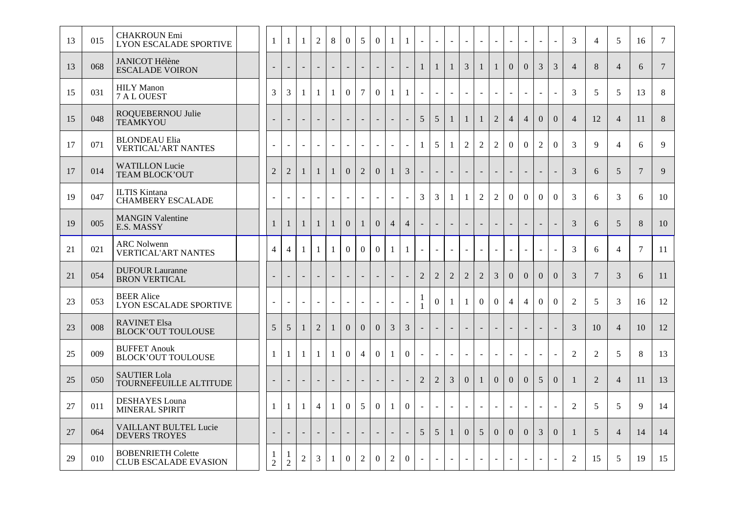| | | | | | | | | | | | | | | | | | | | | | | | | | | | | |
|---|---|---|---|---|---|---|---|---|---|---|---|---|---|---|---|---|---|---|---|---|---|---|---|---|---|---|---|---|
| 13 | 015 | CHAKROUN Emi<br>LYON ESCALADE SPORTIVE | | 1 | 1 | 1 | 2 | 8 | 0 | 5 | 0 | 1 | 1 | - | - | - | - | - | - | - | - | - | - | 3 | 4 | 5 | 16 | 7 |
| 13 | 068 | JANICOT Hélène<br>ESCALADE VOIRON | | - | - | - | - | - | - | - | - | - | - | 1 | 1 | 1 | 3 | 1 | 1 | 0 | 0 | 3 | 3 | 4 | 8 | 4 | 6 | 7 |
| 15 | 031 | HILY Manon<br>7 A L OUEST | | 3 | 3 | 1 | 1 | 1 | 0 | 7 | 0 | 1 | 1 | - | - | - | - | - | - | - | - | - | - | 3 | 5 | 5 | 13 | 8 |
| 15 | 048 | ROQUEBERNOU Julie<br>TEAMKYOU | | - | - | - | - | - | - | - | - | - | - | 5 | 5 | 1 | 1 | 1 | 2 | 4 | 4 | 0 | 0 | 4 | 12 | 4 | 11 | 8 |
| 17 | 071 | BLONDEAU Elia<br>VERTICAL'ART NANTES | | - | - | - | - | - | - | - | - | - | - | 1 | 5 | 1 | 2 | 2 | 2 | 0 | 0 | 2 | 0 | 3 | 9 | 4 | 6 | 9 |
| 17 | 014 | WATILLON Lucie<br>TEAM BLOCK'OUT | | 2 | 2 | 1 | 1 | 1 | 0 | 2 | 0 | 1 | 3 | - | - | - | - | - | - | - | - | - | - | 3 | 6 | 5 | 7 | 9 |
| 19 | 047 | ILTIS Kintana<br>CHAMBERY ESCALADE | | - | - | - | - | - | - | - | - | - | - | 3 | 3 | 1 | 1 | 2 | 2 | 0 | 0 | 0 | 0 | 3 | 6 | 3 | 6 | 10 |
| 19 | 005 | MANGIN Valentine<br>E.S. MASSY | | 1 | 1 | 1 | 1 | 1 | 0 | 1 | 0 | 4 | 4 | - | - | - | - | - | - | - | - | - | - | 3 | 6 | 5 | 8 | 10 |
| 21 | 021 | ARC Nolwenn<br>VERTICAL'ART NANTES | | 4 | 4 | 1 | 1 | 1 | 0 | 0 | 0 | 1 | 1 | - | - | - | - | - | - | - | - | - | - | 3 | 6 | 4 | 7 | 11 |
| 21 | 054 | DUFOUR Lauranne<br>BRON VERTICAL | | - | - | - | - | - | - | - | - | - | - | 2 | 2 | 2 | 2 | 2 | 3 | 0 | 0 | 0 | 0 | 3 | 7 | 3 | 6 | 11 |
| 23 | 053 | BEER Alice<br>LYON ESCALADE SPORTIVE | | - | - | - | - | - | - | - | - | - | - | 11 | 0 | 1 | 1 | 0 | 0 | 4 | 4 | 0 | 0 | 2 | 5 | 3 | 16 | 12 |
| 23 | 008 | RAVINET Elsa<br>BLOCK'OUT TOULOUSE | | 5 | 5 | 1 | 2 | 1 | 0 | 0 | 0 | 3 | 3 | - | - | - | - | - | - | - | - | - | - | 3 | 10 | 4 | 10 | 12 |
| 25 | 009 | BUFFET Anouk<br>BLOCK'OUT TOULOUSE | | 1 | 1 | 1 | 1 | 1 | 0 | 4 | 0 | 1 | 0 | - | - | - | - | - | - | - | - | - | - | 2 | 2 | 5 | 8 | 13 |
| 25 | 050 | SAUTIER Lola<br>TOURNEFEUILLE ALTITUDE | | - | - | - | - | - | - | - | - | - | - | 2 | 2 | 3 | 0 | 1 | 0 | 0 | 0 | 5 | 0 | 1 | 2 | 4 | 11 | 13 |
| 27 | 011 | DESHAYES Louna<br>MINERAL SPIRIT | | 1 | 1 | 1 | 4 | 1 | 0 | 5 | 0 | 1 | 0 | - | - | - | - | - | - | - | - | - | - | 2 | 5 | 5 | 9 | 14 |
| 27 | 064 | VAILLANT BULTEL Lucie<br>DEVERS TROYES | | - | - | - | - | - | - | - | - | - | - | 5 | 5 | 1 | 0 | 5 | 0 | 0 | 0 | 3 | 0 | 1 | 5 | 4 | 14 | 14 |
| 29 | 010 | BOBENRIETH Colette<br>CLUB ESCALADE EVASION | | 12 | 12 | 2 | 3 | 1 | 0 | 2 | 0 | 2 | 0 | - | - | - | - | - | - | - | - | - | - | 2 | 15 | 5 | 19 | 15 |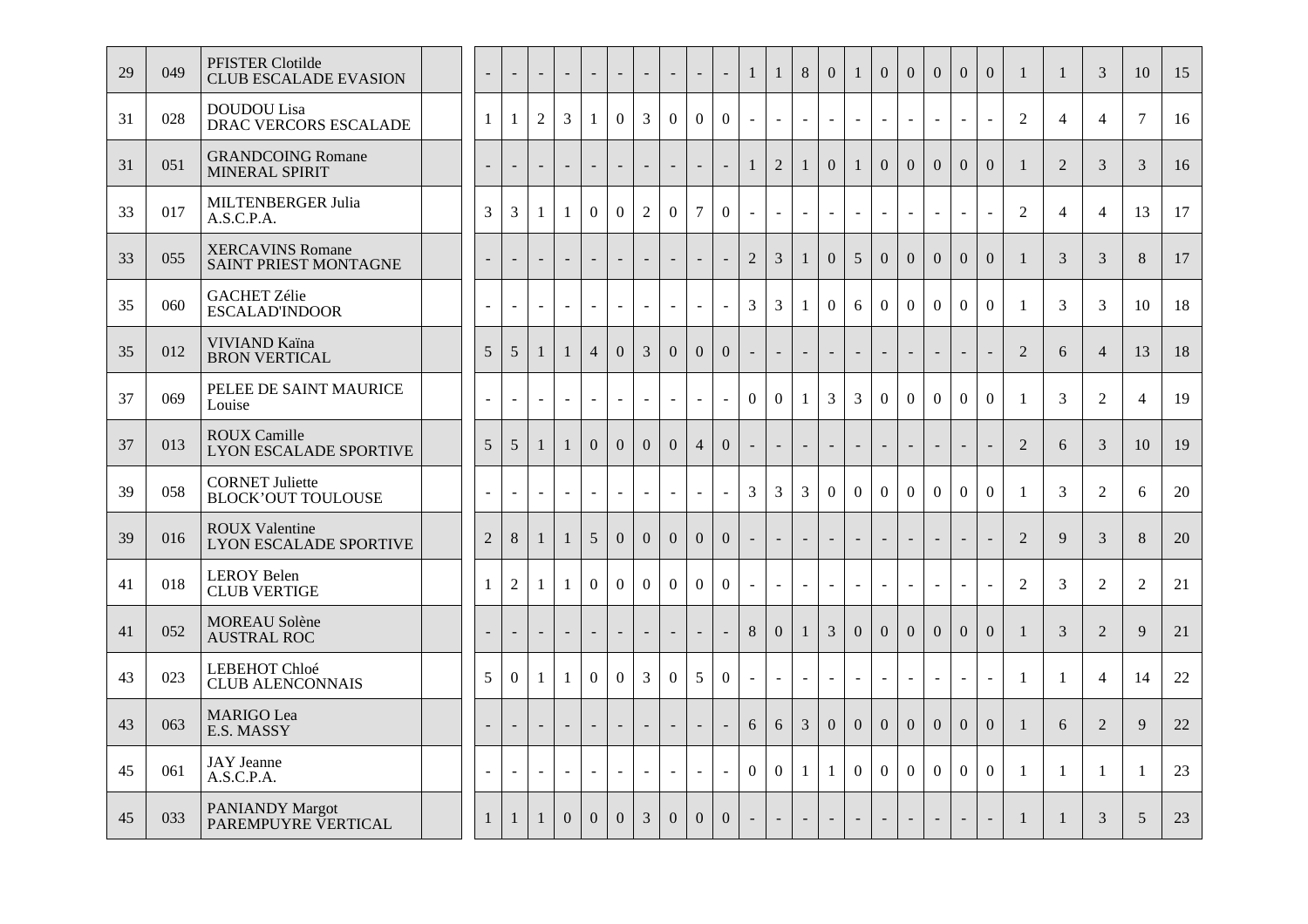| | | | | | | | | | | | | | | | | | | | | | | | | | | | | |
|---|---|---|---|---|---|---|---|---|---|---|---|---|---|---|---|---|---|---|---|---|---|---|---|---|---|---|---|---|
| 29 | 049 | PFISTER Clotilde<br>CLUB ESCALADE EVASION | | - | - | - | - | - | - | - | - | - | - | 1 | 1 | 8 | 0 | 1 | 0 | 0 | 0 | 0 | 0 | 1 | 1 | 3 | 10 | 15 |
| 31 | 028 | DOUDOU Lisa<br>DRAC VERCORS ESCALADE | | 1 | 1 | 2 | 3 | 1 | 0 | 3 | 0 | 0 | 0 | - | - | - | - | - | - | - | - | - | - | 2 | 4 | 4 | 7 | 16 |
| 31 | 051 | GRANDCOING Romane<br>MINERAL SPIRIT | | - | - | - | - | - | - | - | - | - | - | 1 | 2 | 1 | 0 | 1 | 0 | 0 | 0 | 0 | 0 | 1 | 2 | 3 | 3 | 16 |
| 33 | 017 | MILTENBERGER Julia<br>A.S.C.P.A. | | 3 | 3 | 1 | 1 | 0 | 0 | 2 | 0 | 7 | 0 | - | - | - | - | - | - | - | - | - | - | 2 | 4 | 4 | 13 | 17 |
| 33 | 055 | XERCAVINS Romane<br>SAINT PRIEST MONTAGNE | | - | - | - | - | - | - | - | - | - | - | 2 | 3 | 1 | 0 | 5 | 0 | 0 | 0 | 0 | 0 | 1 | 3 | 3 | 8 | 17 |
| 35 | 060 | GACHET Zélie<br>ESCALAD'INDOOR | | - | - | - | - | - | - | - | - | - | - | 3 | 3 | 1 | 0 | 6 | 0 | 0 | 0 | 0 | 0 | 1 | 3 | 3 | 10 | 18 |
| 35 | 012 | VIVIAND Kaïna<br>BRON VERTICAL | | 5 | 5 | 1 | 1 | 4 | 0 | 3 | 0 | 0 | 0 | - | - | - | - | - | - | - | - | - | - | 2 | 6 | 4 | 13 | 18 |
| 37 | 069 | PELEE DE SAINT MAURICE<br>Louise | | - | - | - | - | - | - | - | - | - | - | 0 | 0 | 1 | 3 | 3 | 0 | 0 | 0 | 0 | 0 | 1 | 3 | 2 | 4 | 19 |
| 37 | 013 | ROUX Camille<br>LYON ESCALADE SPORTIVE | | 5 | 5 | 1 | 1 | 0 | 0 | 0 | 0 | 4 | 0 | - | - | - | - | - | - | - | - | - | - | 2 | 6 | 3 | 10 | 19 |
| 39 | 058 | CORNET Juliette<br>BLOCK'OUT TOULOUSE | | - | - | - | - | - | - | - | - | - | - | 3 | 3 | 3 | 0 | 0 | 0 | 0 | 0 | 0 | 0 | 1 | 3 | 2 | 6 | 20 |
| 39 | 016 | ROUX Valentine<br>LYON ESCALADE SPORTIVE | | 2 | 8 | 1 | 1 | 5 | 0 | 0 | 0 | 0 | 0 | - | - | - | - | - | - | - | - | - | - | 2 | 9 | 3 | 8 | 20 |
| 41 | 018 | LEROY Belen<br>CLUB VERTIGE | | 1 | 2 | 1 | 1 | 0 | 0 | 0 | 0 | 0 | 0 | - | - | - | - | - | - | - | - | - | - | 2 | 3 | 2 | 2 | 21 |
| 41 | 052 | MOREAU Solène<br>AUSTRAL ROC | | - | - | - | - | - | - | - | - | - | - | 8 | 0 | 1 | 3 | 0 | 0 | 0 | 0 | 0 | 0 | 1 | 3 | 2 | 9 | 21 |
| 43 | 023 | LEBEHOT Chloé<br>CLUB ALENCONNAIS | | 5 | 0 | 1 | 1 | 0 | 0 | 3 | 0 | 5 | 0 | - | - | - | - | - | - | - | - | - | - | 1 | 1 | 4 | 14 | 22 |
| 43 | 063 | MARIGO Lea<br>E.S. MASSY | | - | - | - | - | - | - | - | - | - | - | 6 | 6 | 3 | 0 | 0 | 0 | 0 | 0 | 0 | 0 | 1 | 6 | 2 | 9 | 22 |
| 45 | 061 | JAY Jeanne<br>A.S.C.P.A. | | - | - | - | - | - | - | - | - | - | - | 0 | 0 | 1 | 1 | 0 | 0 | 0 | 0 | 0 | 0 | 1 | 1 | 1 | 1 | 23 |
| 45 | 033 | PANIANDY Margot<br>PAREMPUYRE VERTICAL | | 1 | 1 | 1 | 0 | 0 | 0 | 3 | 0 | 0 | 0 | - | - | - | - | - | - | - | - | - | - | 1 | 1 | 3 | 5 | 23 |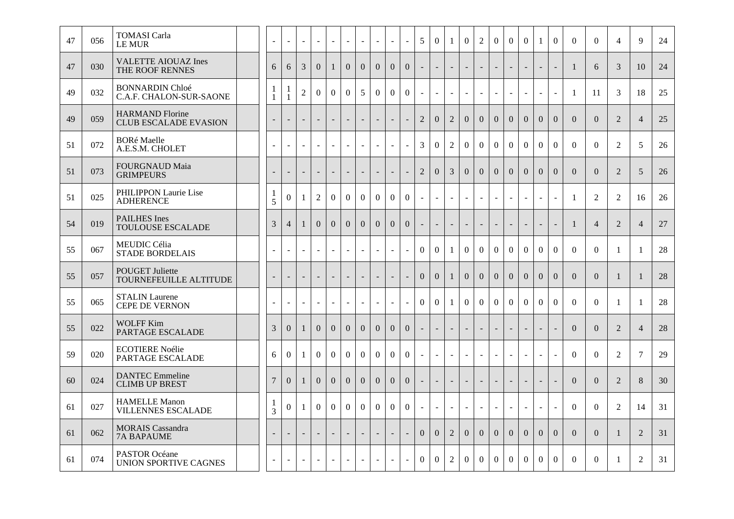| | | | | | | | | | | | | | | | | | | | | | | | | | | | | | | |
|---|---|---|---|---|---|---|---|---|---|---|---|---|---|---|---|---|---|---|---|---|---|---|---|---|---|---|---|---|---|---|
| 47 | 056 | TOMASI Carla<br>LE MUR | | - | - | - | - | - | - | - | - | - | - | 5 | 0 | 1 | 0 | 2 | 0 | 0 | 0 | 1 | 0 | 0 | 0 | 4 | 9 | 24 |
| 47 | 030 | VALETTE AIOUAZ Ines<br>THE ROOF RENNES | | 6 | 6 | 3 | 0 | 1 | 0 | 0 | 0 | 0 | 0 | - | - | - | - | - | - | - | - | - | - | 1 | 6 | 3 | 10 | 24 |
| 49 | 032 | BONNARDIN Chloé<br>C.A.F. CHALON-SUR-SAONE | | 11 | 11 | 2 | 0 | 0 | 0 | 5 | 0 | 0 | 0 | - | - | - | - | - | - | - | - | - | - | 1 | 11 | 3 | 18 | 25 |
| 49 | 059 | HARMAND Florine<br>CLUB ESCALADE EVASION | | - | - | - | - | - | - | - | - | - | - | 2 | 0 | 2 | 0 | 0 | 0 | 0 | 0 | 0 | 0 | 0 | 0 | 2 | 4 | 25 |
| 51 | 072 | BORé Maelle<br>A.E.S.M. CHOLET | | - | - | - | - | - | - | - | - | - | - | 3 | 0 | 2 | 0 | 0 | 0 | 0 | 0 | 0 | 0 | 0 | 0 | 2 | 5 | 26 |
| 51 | 073 | FOURGNAUD Maia<br>GRIMPEURS | | - | - | - | - | - | - | - | - | - | - | 2 | 0 | 3 | 0 | 0 | 0 | 0 | 0 | 0 | 0 | 0 | 0 | 2 | 5 | 26 |
| 51 | 025 | PHILIPPON Laurie Lise<br>ADHERENCE | | 15 | 0 | 1 | 2 | 0 | 0 | 0 | 0 | 0 | 0 | - | - | - | - | - | - | - | - | - | - | 1 | 2 | 2 | 16 | 26 |
| 54 | 019 | PAILHES Ines<br>TOULOUSE ESCALADE | | 3 | 4 | 1 | 0 | 0 | 0 | 0 | 0 | 0 | 0 | - | - | - | - | - | - | - | - | - | - | 1 | 4 | 2 | 4 | 27 |
| 55 | 067 | MEUDIC Célia<br>STADE BORDELAIS | | - | - | - | - | - | - | - | - | - | - | 0 | 0 | 1 | 0 | 0 | 0 | 0 | 0 | 0 | 0 | 0 | 0 | 1 | 1 | 28 |
| 55 | 057 | POUGET Juliette<br>TOURNEFEUILLE ALTITUDE | | - | - | - | - | - | - | - | - | - | - | 0 | 0 | 1 | 0 | 0 | 0 | 0 | 0 | 0 | 0 | 0 | 0 | 1 | 1 | 28 |
| 55 | 065 | STALIN Laurene<br>CEPE DE VERNON | | - | - | - | - | - | - | - | - | - | - | 0 | 0 | 1 | 0 | 0 | 0 | 0 | 0 | 0 | 0 | 0 | 0 | 1 | 1 | 28 |
| 55 | 022 | WOLFF Kim<br>PARTAGE ESCALADE | | 3 | 0 | 1 | 0 | 0 | 0 | 0 | 0 | 0 | 0 | - | - | - | - | - | - | - | - | - | - | 0 | 0 | 2 | 4 | 28 |
| 59 | 020 | ECOTIERE Noélie<br>PARTAGE ESCALADE | | 6 | 0 | 1 | 0 | 0 | 0 | 0 | 0 | 0 | 0 | - | - | - | - | - | - | - | - | - | - | 0 | 0 | 2 | 7 | 29 |
| 60 | 024 | DANTEC Emmeline<br>CLIMB UP BREST | | 7 | 0 | 1 | 0 | 0 | 0 | 0 | 0 | 0 | 0 | - | - | - | - | - | - | - | - | - | - | 0 | 0 | 2 | 8 | 30 |
| 61 | 027 | HAMELLE Manon<br>VILLENNES ESCALADE | | 13 | 0 | 1 | 0 | 0 | 0 | 0 | 0 | 0 | 0 | - | - | - | - | - | - | - | - | - | - | 0 | 0 | 2 | 14 | 31 |
| 61 | 062 | MORAIS Cassandra<br>7A BAPAUME | | - | - | - | - | - | - | - | - | - | - | 0 | 0 | 2 | 0 | 0 | 0 | 0 | 0 | 0 | 0 | 0 | 0 | 1 | 2 | 31 |
| 61 | 074 | PASTOR Océane<br>UNION SPORTIVE CAGNES | | - | - | - | - | - | - | - | - | - | - | 0 | 0 | 2 | 0 | 0 | 0 | 0 | 0 | 0 | 0 | 0 | 0 | 1 | 2 | 31 |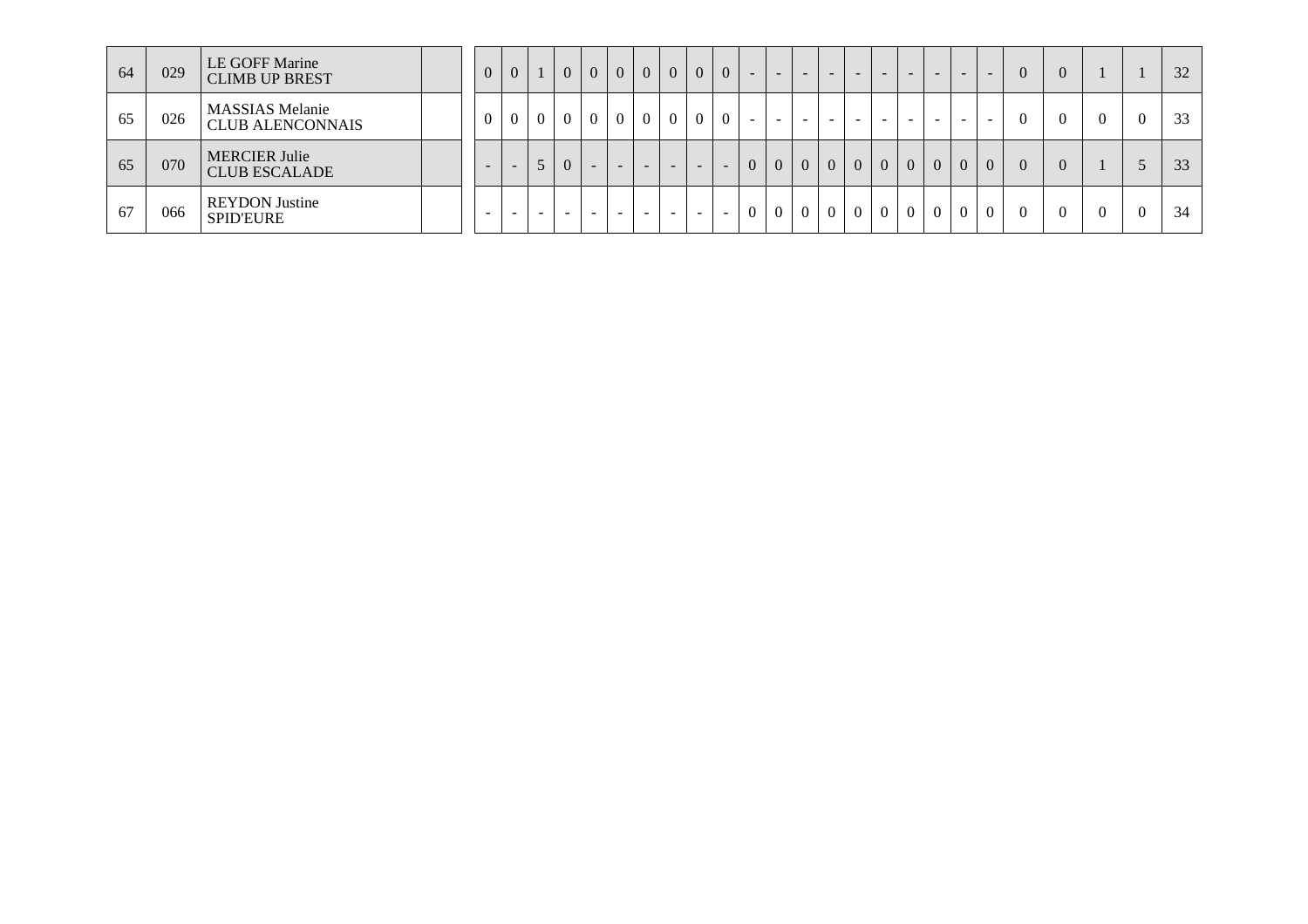| | | | | | | | | | | | | | | | | | | | | | | | | | | | | |
|---|---|---|---|---|---|---|---|---|---|---|---|---|---|---|---|---|---|---|---|---|---|---|---|---|---|---|---|---|
| 64 | 029 | LE GOFF Marine<br>CLIMB UP BREST | | 0 | 0 | 1 | 0 | 0 | 0 | 0 | 0 | 0 | 0 | - | - | - | - | - | - | - | - | - | - | 0 | 0 | 1 | 1 | 32 |
| 65 | 026 | MASSIAS Melanie<br>CLUB ALENCONNAIS | | 0 | 0 | 0 | 0 | 0 | 0 | 0 | 0 | 0 | 0 | - | - | - | - | - | - | - | - | - | - | 0 | 0 | 0 | 0 | 33 |
| 65 | 070 | MERCIER Julie<br>CLUB ESCALADE | | - | - | 5 | 0 | - | - | - | - | - | - | 0 | 0 | 0 | 0 | 0 | 0 | 0 | 0 | 0 | 0 | 0 | 0 | 1 | 5 | 33 |
| 67 | 066 | REYDON Justine<br>SPID'EURE | | - | - | - | - | - | - | - | - | - | - | 0 | 0 | 0 | 0 | 0 | 0 | 0 | 0 | 0 | 0 | 0 | 0 | 0 | 0 | 34 |